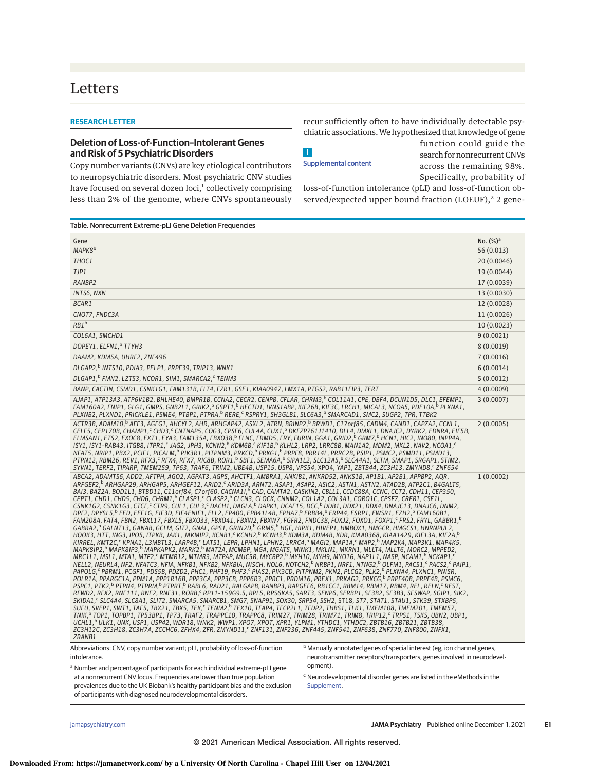# Letters

**RESEARCH LETTER**

## Deletion of Loss-of-Function–Intolerant Genes and Risk of 5 Psychiatric Disorders

Copy number variants (CNVs) are key etiological contributors to neuropsychiatric disorders. Most psychiatric CNV studies have focused on several dozen loci,[1] collectively comprising less than 2% of the genome, where CNVs spontaneously recur sufficiently often to have individually detectable psychiatric associations. We hypothesized that knowledge of gene function could guide the search for nonrecurrent CNVs across the remaining 98%. Specifically, probability of loss-of-function intolerance (pLI) and loss-of-function observed/expected upper bound fraction (LOEUF),[2] 2 gene-

Supplemental content

**Table. Nonrecurrent Extreme-pLI Gene Deletion Frequencies**

| Gene | No. (%)[a] |
|---|---|
| *MAPK8*[b] | 56 (0.013) |
| *THOC1* | 20 (0.0046) |
| *TJP1* | 19 (0.0044) |
| *RANBP2* | 17 (0.0039) |
| *INTS6, NXN* | 13 (0.0030) |
| *BCAR1* | 12 (0.0028) |
| *CNOT7, FNDC3A* | 11 (0.0026) |
| *RB1*[b] | 10 (0.0023) |
| *COL6A1, SMCHD1* | 9 (0.0021) |
| *DOPEY1, ELFN1,*[b] *TTYH3* | 8 (0.0019) |
| *DAAM2, KDM5A, UHRF2, ZNF496* | 7 (0.0016) |
| *DLGAP2,*[b] *INTS10, PDIA3, PELP1, PRPF39, TRIP13, WNK1* | 6 (0.0014) |
| *DLGAP1,*[b] *FMN2, LZTS3, NCOR1, SIM1, SMARCA2,*[c] *TENM3* | 5 (0.0012) |
| *BANP, CACTIN, CSMD1, CSNK1G1, FAM131B, FLT4, FZR1, GSE1, KIAA0947, LMX1A, PTGS2, RAB11FIP3, TERT* | 4 (0.0009) |
| *AJAP1, ATP13A3, ATP6V1B2, BHLHE40, BMPR1B, CCNA2, CECR2, CENPB, CFLAR, CHRM3,*[b] *COL11A1, CPE, DBF4, DCUN1D5, DLC1, EFEMP1, FAM160A2, FNIP1, GLG1, GMPS, GNB2L1, GRIK2,*[b] *GSPT1,*[b] *HECTD1, IVNS1ABP, KIF26B, KIF3C, LRCH1, MICAL3, NCOA5, PDE10A,*[b] *PLXNA1, PLXNB2, PLXND1, PRICKLE1, PSME4, PTBP1, PTPRA,*[b] *RERE,*[c] *RSPRY1, SH3GLB1, SLC6A3,*[b] *SMARCAD1, SMC2, SUGP2, TPR, TTBK2* | 3 (0.0007) |
| *ACTR3B, ADAM10,*[b] *AFF3, AGFG1, AHCYL2, AHR, ARHGAP42, ASXL2, ATRN, BRINP2,*[b] *BRWD1, C17orf85, CADM4, CAND1, CAPZA2, CCNL1, CELF5, CEP170B, CHAMP1,*[c] *CHD3,*[c] *CNTNAP5, COG3, CPSF6, CUL4A, CUX1,*[b] *DKFZP761J1410, DLL4, DMXL1, DNAJC2, DYRK2, EDNRA, EIF5B, ELMSAN1, ETS2, EXOC8, EXT1, EYA3, FAM135A, FBXO38,*[b] *FLNC, FRMD5, FRY, FURIN, GGA1, GRID2,*[b] *GRM7,*[b] *HCN1, HIC2, INO80, INPP4A, ISY1, ISY1-RAB43, ITGB8, ITPR1,*[c] *JAG2, JPH3, KCNN2,*[b] *KDM6B,*[c] *KIF1B,*[b] *KLHL2, LRP2, LRRC8B, MAN1A2, MDM2, MKL2, NAV2, NCOA1,*[c] *NFAT5, NRIP1, PBX2, PCIF1, PICALM,*[b] *PIK3R1, PITPNM3, PRKCD,*[b] *PRKG1,*[b] *PRPF8, PRR14L, PRRC2B, PSIP1, PSMC2, PSMD11, PSMD13, PTPN12, RBM26, REV1, RFX3,*[c] *RFX4, RFX7, RIC8B, ROR1,*[b] *SBF1, SEMA6A,*[b] *SIPA1L2, SLC12A5,*[b] *SLC44A1, SLTM, SMAP1, SRGAP1, STIM2, SYVN1, TERF2, TIPARP, TMEM259, TP63, TRAF6, TRIM2, UBE4B, USP15, USP8, VPS54, XPO4, YAP1, ZBTB44, ZC3H13, ZMYND8,*[c] *ZNF654* | 2 (0.0005) |
| *ABCA2, ADAMTS6, ADD2, AFTPH, AGO2, AGPAT3, AGPS, AHCTF1, AMBRA1, ANKIB1, ANKRD52, ANKS1B, AP1B1, AP2B1, APPBP2, AQR, ARFGEF2,*[b] *ARHGAP29, ARHGAP5, ARHGEF12, ARID2,*[c] *ARID3A, ARNT2, ASAP1, ASAP2, ASIC2, ASTN1, ASTN2, ATAD2B, ATP2C1, B4GALT5, BAI3, BAZ2A, BOD1L1, BTBD11, C11orf84, C7orf60, CACNA1I,*[b] *CAD, CAMTA2, CASKIN2, CBLL1, CCDC88A, CCNC, CCT2, CDH11, CEP350, CEPT1, CHD1, CHD5, CHD6, CHRM1,*[b] *CLASP1,*[c] *CLASP2,*[b] *CLCN3, CLOCK, CNNM2, COL1A2, COL3A1, CORO1C, CPSF7, CREB1, CSE1L, CSNK1G2, CSNK1G3, CTCF,*[c] *CTR9, CUL1, CUL3,*[c] *DACH1, DAGLA,*[b] *DAPK1, DCAF15, DCC,*[b] *DDB1, DDX21, DDX4, DNAJC13, DNAJC6, DNM2, DPF2, DPYSL5,*[b] *EED, EEF1G, EIF3D, EIF4ENIF1, ELL2, EP400, EPB41L4B, EPHA7,*[b] *ERBB4,*[b] *ERP44, ESRP1, EWSR1, EZH2,*[b] *FAM160B1, FAM208A, FAT4, FBN2, FBXL17, FBXL5, FBXO33, FBXO41, FBXW2, FBXW7, FGFR2, FNDC3B, FOXJ2, FOXO1, FOXP1,*[c] *FRS2, FRYL, GABBR1,*[b] *GABRA2,*[b] *GALNT13, GANAB, GCLM, GIT2, GNAL, GPS1, GRIN2D,*[b] *GRM5,*[b] *HGF, HIPK1, HIVEP1, HMBOX1, HMGCR, HMGCS1, HNRNPUL2, HOOK3, HTT, ING3, IPO5, ITPKB, JAK1, JAKMIP2, KCNB1,*[c] *KCNH2,*[b] *KCNH3,*[b] *KDM3A, KDM4B, KDR, KIAA0368, KIAA1429, KIF13A, KIF2A,*[b] *KIRREL, KMT2C,*[c] *KPNA1, L3MBTL3, LARP4B,*[c] *LATS1, LEPR, LPHN1, LPHN2, LRRC4,*[b] *MAGI2, MAP1A,*[c] *MAP2,*[b] *MAP2K4, MAP3K1, MAP4K5, MAPK8IP2,*[b] *MAPK8IP3,*[b] *MAPKAPK2, MARK2,*[b] *MAT2A, MCMBP, MGA, MGAT5, MINK1, MKLN1, MKRN1, MLLT4, MLLT6, MORC2, MPPED2, MRC1L1, MSL1, MTA1, MTF2,*[c] *MTMR10, MTMR3, MTPAP, MUC5B, MYCBP2,*[b] *MYH10, MYH9, MYO16, NAP1L1, NASP, NCAM1,*[b] *NCKAP1,*[c] *NELL2, NEURL4, NF2, NFATC3, NFIA, NFKB1, NFKB2, NFKBIA, NISCH, NOL6, NOTCH2,*[b] *NRBP1, NRF1, NTNG2,*[b] *OLFM1, PACS1,*[c] *PACS2,*[c] *PAIP1, PAPOLG,*[c] *PBRM1, PCGF1, PDS5B, PDZD2, PHC1, PHF19, PHF3,*[c] *PIAS2, PIK3CD, PITPNM2, PKN2, PLCG2, PLK2,*[b] *PLXNA4, PLXNC1, PNISR, POLR1A, PPARGC1A, PPM1A, PPP1R16B, PPP3CA, PPP3CB, PPP6R3, PPRC1, PRDM16, PREX1, PRKAG2, PRKCG,*[b] *PRPF40B, PRPF4B, PSMC6, PSPC1, PTK2,*[b] *PTPN4, PTPRM,*[b] *PTPRT,*[b] *RABL6, RAD21, RALGAPB, RANBP3, RAPGEF6, RB1CC1, RBM14, RBM17, RBM4, REL, RELN,*[c] *REST, RFWD2, RFX2, RNF111, RNF2, RNF31, RORB,*[c] *RP11-159G9.5, RPL5, RPS6KA5, SART3, SENP6, SERBP1, SF3B2, SF3B3, SFSWAP, SGIP1, SIK2, SKIDA1,*[c] *SLC4A4, SLC8A1, SLIT2, SMARCA5, SMARCB1, SMG7, SNAP91, SOX30, SRP54, SSH2, ST18, ST7, STAT1, STAU1, STK39, STXBP5, SUFU, SVEP1, SWT1, TAF5, TBX21, TBX5, TEK,*[c] *TENM2,*[b] *TEX10, TFAP4, TFCP2L1, TFDP2, THBS1, TLK1, TMEM108, TMEM201, TMEM57, TNIK,*[b] *TOP1, TOPBP1, TP53BP1, TP73, TRAF2, TRAPPC10, TRAPPC8, TRIM27, TRIM28, TRIM71, TRIM8, TRIP12,*[c] *TRPS1, TSKS, UBN2, UBP1, UCHL1,*[b] *ULK1, UNK, USP1, USP42, WDR18, WNK2, WWP1, XPO7, XPOT, XPR1, YLPM1, YTHDC1, YTHDC2, ZBTB16, ZBTB21, ZBTB38, ZC3H12C, ZC3H18, ZC3H7A, ZCCHC6, ZFHX4, ZFR, ZMYND11,*[c] *ZNF131, ZNF236, ZNF445, ZNF541, ZNF638, ZNF770, ZNF800, ZNFX1, ZRANB1* | 1 (0.0002) |

Abbreviations: CNV, copy number variant; pLI, probability of loss-of-function intolerance.

[a] Number and percentage of participants for each individual extreme-pLI gene at a nonrecurrent CNV locus. Frequencies are lower than true population prevalences due to the UK Biobank's healthy participant bias and the exclusion of participants with diagnosed neurodevelopmental disorders.

[b] Manually annotated genes of special interest (eg, ion channel genes, neurotransmitter receptors/transporters, genes involved in neurodevelopment).

[c] Neurodevelopmental disorder genes are listed in the eMethods in the Supplement.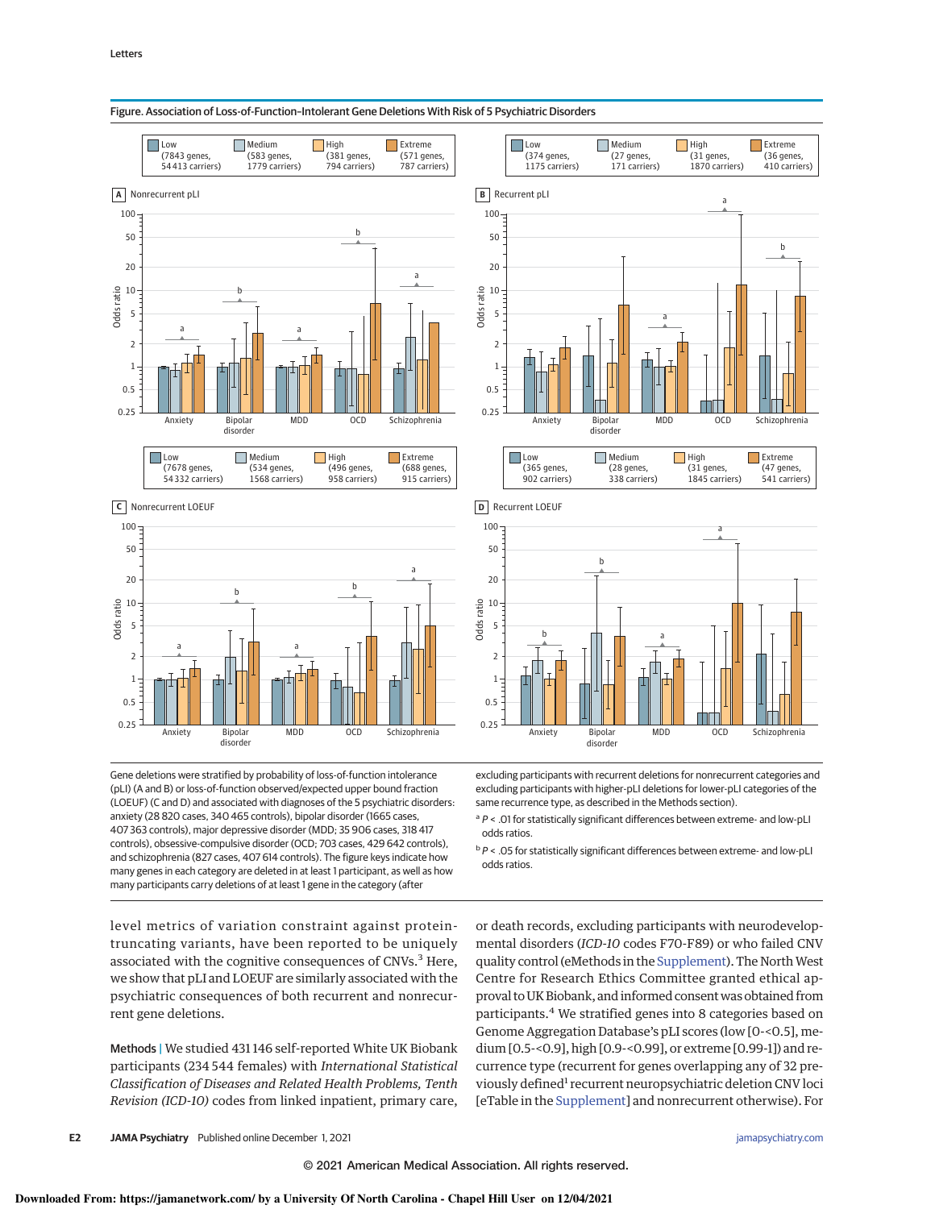Figure. Association of Loss-of-Function–Intolerant Gene Deletions With Risk of 5 Psychiatric Disorders

Gene deletions were stratified by probability of loss-of-function intolerance (pLI) (A and B) or loss-of-function observed/expected upper bound fraction (LOEUF) (C and D) and associated with diagnoses of the 5 psychiatric disorders: anxiety (28 820 cases, 340 465 controls), bipolar disorder (1665 cases, 407 363 controls), major depressive disorder (MDD; 35 906 cases, 318 417 controls), obsessive-compulsive disorder (OCD; 703 cases, 429 642 controls), and schizophrenia (827 cases, 407 614 controls). The figure keys indicate how many genes in each category are deleted in at least 1 participant, as well as how many participants carry deletions of at least 1 gene in the category (after excluding participants with recurrent deletions for nonrecurrent categories and excluding participants with higher-pLI deletions for lower-pLI categories of the same recurrence type, as described in the Methods section).

[a] $P < .01$ for statistically significant differences between extreme- and low-pLI odds ratios.

[b] $P < .05$ for statistically significant differences between extreme- and low-pLI odds ratios.

level metrics of variation constraint against protein-truncating variants, have been reported to be uniquely associated with the cognitive consequences of CNVs.[3] Here, we show that pLI and LOEUF are similarly associated with the psychiatric consequences of both recurrent and nonrecurrent gene deletions.

**Methods |** We studied 431 146 self-reported White UK Biobank participants (234 544 females) with *International Statistical Classification of Diseases and Related Health Problems, Tenth Revision (ICD-10)* codes from linked inpatient, primary care, or death records, excluding participants with neurodevelopmental disorders (*ICD-10* codes F70-F89) or who failed CNV quality control (eMethods in the Supplement). The North West Centre for Research Ethics Committee granted ethical approval to UK Biobank, and informed consent was obtained from participants.[4] We stratified genes into 8 categories based on Genome Aggregation Database's pLI scores (low [0-<0.5], medium [0.5-<0.9], high [0.9-<0.99], or extreme [0.99-1]) and recurrence type (recurrent for genes overlapping any of 32 previously defined[1] recurrent neuropsychiatric deletion CNV loci [eTable in the Supplement] and nonrecurrent otherwise). For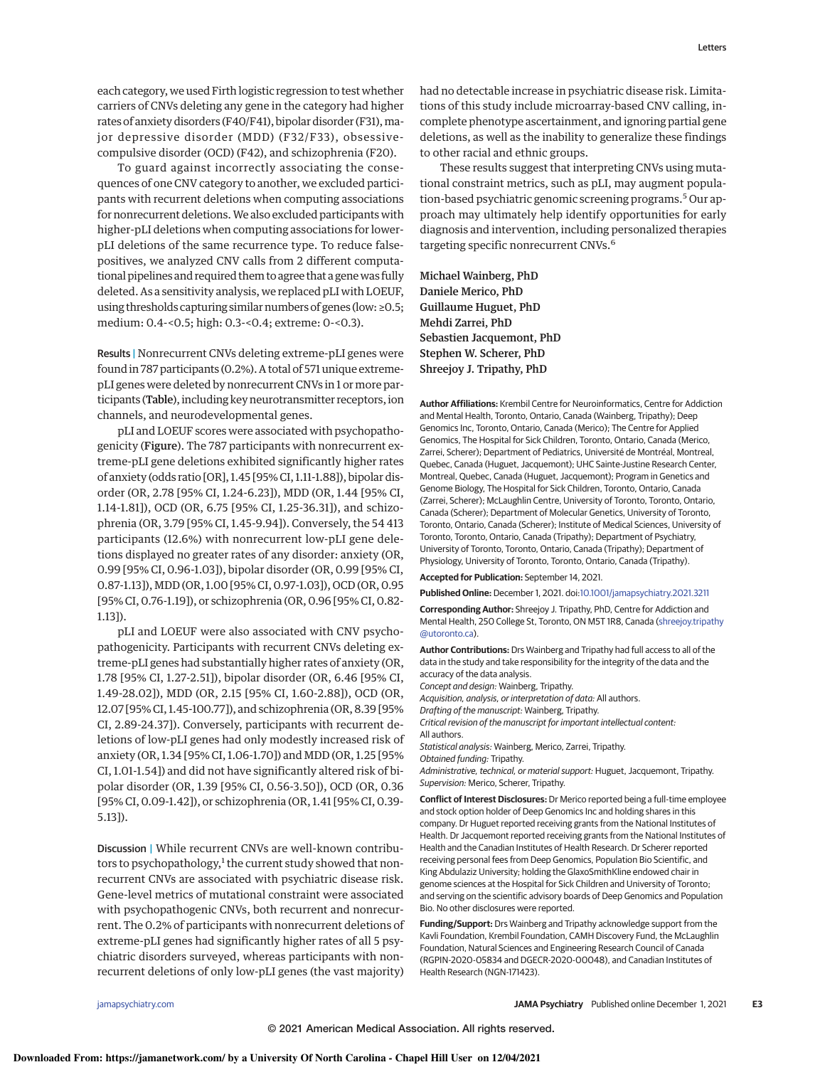each category, we used Firth logistic regression to test whether carriers of CNVs deleting any gene in the category had higher rates of anxiety disorders (F40/F41), bipolar disorder (F31), major depressive disorder (MDD) (F32/F33), obsessive-compulsive disorder (OCD) (F42), and schizophrenia (F20).

To guard against incorrectly associating the consequences of one CNV category to another, we excluded participants with recurrent deletions when computing associations for nonrecurrent deletions. We also excluded participants with higher-pLI deletions when computing associations for lower-pLI deletions of the same recurrence type. To reduce false-positives, we analyzed CNV calls from 2 different computational pipelines and required them to agree that a gene was fully deleted. As a sensitivity analysis, we replaced pLI with LOEUF, using thresholds capturing similar numbers of genes (low: ≥0.5; medium: 0.4-<0.5; high: 0.3-<0.4; extreme: 0-<0.3).

**Results |** Nonrecurrent CNVs deleting extreme-pLI genes were found in 787 participants (0.2%). A total of 571 unique extreme-pLI genes were deleted by nonrecurrent CNVs in 1 or more participants (**Table**), including key neurotransmitter receptors, ion channels, and neurodevelopmental genes.

pLI and LOEUF scores were associated with psychopathogenicity (**Figure**). The 787 participants with nonrecurrent extreme-pLI gene deletions exhibited significantly higher rates of anxiety (odds ratio [OR], 1.45 [95% CI, 1.11-1.88]), bipolar disorder (OR, 2.78 [95% CI, 1.24-6.23]), MDD (OR, 1.44 [95% CI, 1.14-1.81]), OCD (OR, 6.75 [95% CI, 1.25-36.31]), and schizophrenia (OR, 3.79 [95% CI, 1.45-9.94]). Conversely, the 54 413 participants (12.6%) with nonrecurrent low-pLI gene deletions displayed no greater rates of any disorder: anxiety (OR, 0.99 [95% CI, 0.96-1.03]), bipolar disorder (OR, 0.99 [95% CI, 0.87-1.13]), MDD (OR, 1.00 [95% CI, 0.97-1.03]), OCD (OR, 0.95 [95% CI, 0.76-1.19]), or schizophrenia (OR, 0.96 [95% CI, 0.82-1.13]).

pLI and LOEUF were also associated with CNV psychopathogenicity. Participants with recurrent CNVs deleting extreme-pLI genes had substantially higher rates of anxiety (OR, 1.78 [95% CI, 1.27-2.51]), bipolar disorder (OR, 6.46 [95% CI, 1.49-28.02]), MDD (OR, 2.15 [95% CI, 1.60-2.88]), OCD (OR, 12.07 [95% CI, 1.45-100.77]), and schizophrenia (OR, 8.39 [95% CI, 2.89-24.37]). Conversely, participants with recurrent deletions of low-pLI genes had only modestly increased risk of anxiety (OR, 1.34 [95% CI, 1.06-1.70]) and MDD (OR, 1.25 [95% CI, 1.01-1.54]) and did not have significantly altered risk of bipolar disorder (OR, 1.39 [95% CI, 0.56-3.50]), OCD (OR, 0.36 [95% CI, 0.09-1.42]), or schizophrenia (OR, 1.41 [95% CI, 0.39-5.13]).

**Discussion |** While recurrent CNVs are well-known contributors to psychopathology,[1] the current study showed that nonrecurrent CNVs are associated with psychiatric disease risk. Gene-level metrics of mutational constraint were associated with psychopathogenic CNVs, both recurrent and nonrecurrent. The 0.2% of participants with nonrecurrent deletions of extreme-pLI genes had significantly higher rates of all 5 psychiatric disorders surveyed, whereas participants with nonrecurrent deletions of only low-pLI genes (the vast majority) had no detectable increase in psychiatric disease risk. Limitations of this study include microarray-based CNV calling, incomplete phenotype ascertainment, and ignoring partial gene deletions, as well as the inability to generalize these findings to other racial and ethnic groups.

These results suggest that interpreting CNVs using mutational constraint metrics, such as pLI, may augment population-based psychiatric genomic screening programs.[5] Our approach may ultimately help identify opportunities for early diagnosis and intervention, including personalized therapies targeting specific nonrecurrent CNVs.[6]

**Michael Wainberg, PhD**
**Daniele Merico, PhD**
**Guillaume Huguet, PhD**
**Mehdi Zarrei, PhD**
**Sebastien Jacquemont, PhD**
**Stephen W. Scherer, PhD**
**Shreejoy J. Tripathy, PhD**

**Author Affiliations:** Krembil Centre for Neuroinformatics, Centre for Addiction and Mental Health, Toronto, Ontario, Canada (Wainberg, Tripathy); Deep Genomics Inc, Toronto, Ontario, Canada (Merico); The Centre for Applied Genomics, The Hospital for Sick Children, Toronto, Ontario, Canada (Merico, Zarrei, Scherer); Department of Pediatrics, Université de Montréal, Montreal, Quebec, Canada (Huguet, Jacquemont); UHC Sainte-Justine Research Center, Montreal, Quebec, Canada (Huguet, Jacquemont); Program in Genetics and Genome Biology, The Hospital for Sick Children, Toronto, Ontario, Canada (Zarrei, Scherer); McLaughlin Centre, University of Toronto, Toronto, Ontario, Canada (Scherer); Department of Molecular Genetics, University of Toronto, Toronto, Ontario, Canada (Scherer); Institute of Medical Sciences, University of Toronto, Toronto, Ontario, Canada (Tripathy); Department of Psychiatry, University of Toronto, Toronto, Ontario, Canada (Tripathy); Department of Physiology, University of Toronto, Toronto, Ontario, Canada (Tripathy).

**Accepted for Publication:** September 14, 2021.

**Published Online:** December 1, 2021. doi:10.1001/jamapsychiatry.2021.3211

**Corresponding Author:** Shreejoy J. Tripathy, PhD, Centre for Addiction and Mental Health, 250 College St, Toronto, ON M5T 1R8, Canada (shreejoy.tripathy@utoronto.ca).

**Author Contributions:** Drs Wainberg and Tripathy had full access to all of the data in the study and take responsibility for the integrity of the data and the accuracy of the data analysis.
*Concept and design:* Wainberg, Tripathy.
*Acquisition, analysis, or interpretation of data:* All authors.
*Drafting of the manuscript:* Wainberg, Tripathy.
*Critical revision of the manuscript for important intellectual content:* All authors.
*Statistical analysis:* Wainberg, Merico, Zarrei, Tripathy.
*Obtained funding:* Tripathy.
*Administrative, technical, or material support:* Huguet, Jacquemont, Tripathy.
*Supervision:* Merico, Scherer, Tripathy.

**Conflict of Interest Disclosures:** Dr Merico reported being a full-time employee and stock option holder of Deep Genomics Inc and holding shares in this company. Dr Huguet reported receiving grants from the National Institutes of Health. Dr Jacquemont reported receiving grants from the National Institutes of Health and the Canadian Institutes of Health Research. Dr Scherer reported receiving personal fees from Deep Genomics, Population Bio Scientific, and King Abdulaziz University; holding the GlaxoSmithKline endowed chair in genome sciences at the Hospital for Sick Children and University of Toronto; and serving on the scientific advisory boards of Deep Genomics and Population Bio. No other disclosures were reported.

**Funding/Support:** Drs Wainberg and Tripathy acknowledge support from the Kavli Foundation, Krembil Foundation, CAMH Discovery Fund, the McLaughlin Foundation, Natural Sciences and Engineering Research Council of Canada (RGPIN-2020-05834 and DGECR-2020-00048), and Canadian Institutes of Health Research (NGN-171423).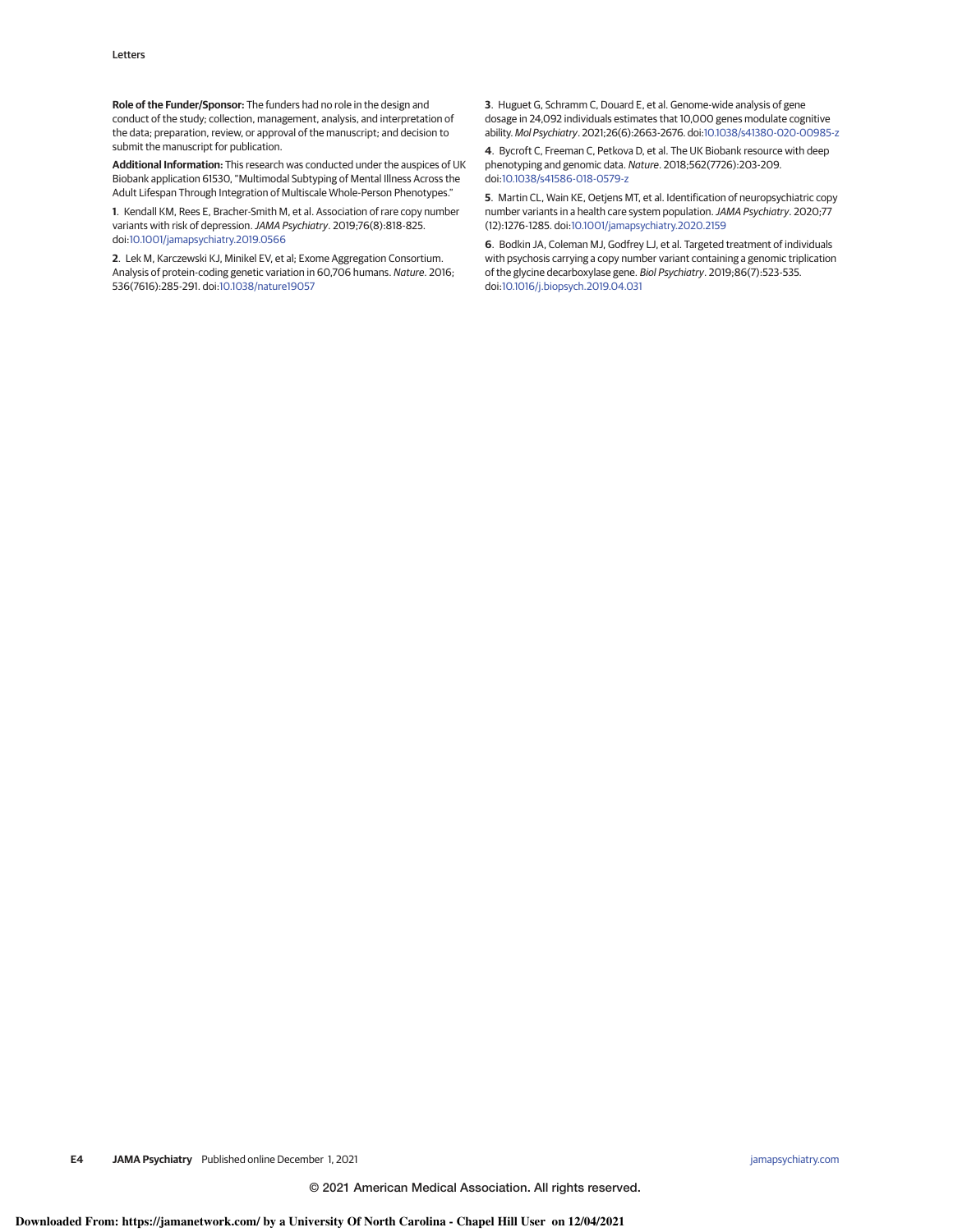**Role of the Funder/Sponsor:** The funders had no role in the design and conduct of the study; collection, management, analysis, and interpretation of the data; preparation, review, or approval of the manuscript; and decision to submit the manuscript for publication.

**Additional Information:** This research was conducted under the auspices of UK Biobank application 61530, "Multimodal Subtyping of Mental Illness Across the Adult Lifespan Through Integration of Multiscale Whole-Person Phenotypes."

**1**. Kendall KM, Rees E, Bracher-Smith M, et al. Association of rare copy number variants with risk of depression. *JAMA Psychiatry*. 2019;76(8):818-825. doi:10.1001/jamapsychiatry.2019.0566

**2**. Lek M, Karczewski KJ, Minikel EV, et al; Exome Aggregation Consortium. Analysis of protein-coding genetic variation in 60,706 humans. *Nature*. 2016; 536(7616):285-291. doi:10.1038/nature19057

**3**. Huguet G, Schramm C, Douard E, et al. Genome-wide analysis of gene dosage in 24,092 individuals estimates that 10,000 genes modulate cognitive ability. *Mol Psychiatry*. 2021;26(6):2663-2676. doi:10.1038/s41380-020-00985-z

**4**. Bycroft C, Freeman C, Petkova D, et al. The UK Biobank resource with deep phenotyping and genomic data. *Nature*. 2018;562(7726):203-209. doi:10.1038/s41586-018-0579-z

**5**. Martin CL, Wain KE, Oetjens MT, et al. Identification of neuropsychiatric copy number variants in a health care system population. *JAMA Psychiatry*. 2020;77 (12):1276-1285. doi:10.1001/jamapsychiatry.2020.2159

**6**. Bodkin JA, Coleman MJ, Godfrey LJ, et al. Targeted treatment of individuals with psychosis carrying a copy number variant containing a genomic triplication of the glycine decarboxylase gene. *Biol Psychiatry*. 2019;86(7):523-535. doi:10.1016/j.biopsych.2019.04.031